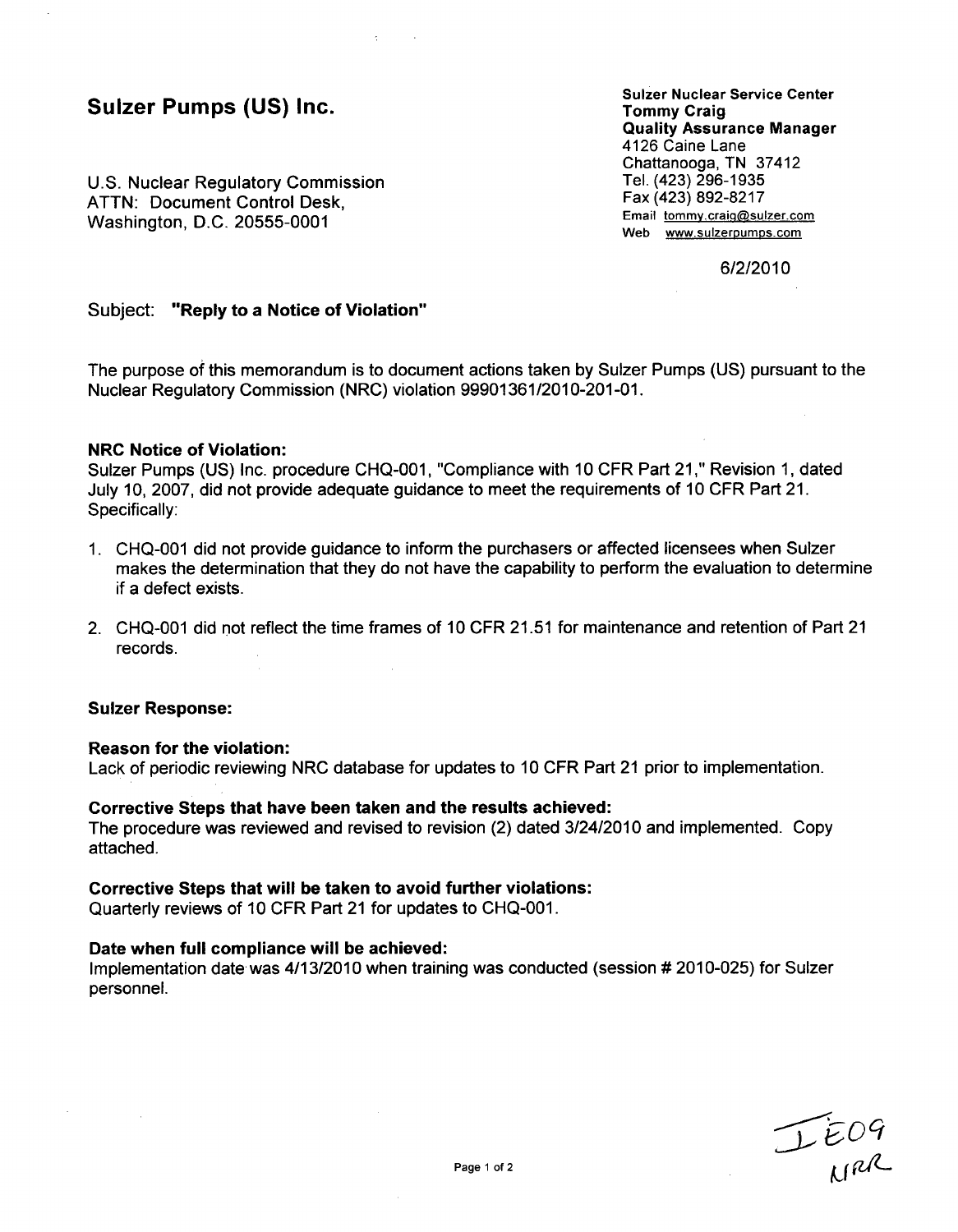# Sulzer Pumps (US) Inc.

**Sulzer Nuclear Service Center**
**Tommy Craig**
**Quality Assurance Manager**
4126 Caine Lane
Chattanooga, TN 37412
Tel. (423) 296-1935
Fax (423) 892-8217
Email tommy.craig@sulzer.com
Web www.sulzerpumps.com

U.S. Nuclear Regulatory Commission
ATTN: Document Control Desk,
Washington, D.C. 20555-0001

6/2/2010

Subject: **"Reply to a Notice of Violation"**

The purpose of this memorandum is to document actions taken by Sulzer Pumps (US) pursuant to the Nuclear Regulatory Commission (NRC) violation 99901361/2010-201-01.

**NRC Notice of Violation:**
Sulzer Pumps (US) Inc. procedure CHQ-001, "Compliance with 10 CFR Part 21," Revision 1, dated July 10, 2007, did not provide adequate guidance to meet the requirements of 10 CFR Part 21. Specifically:

1. CHQ-001 did not provide guidance to inform the purchasers or affected licensees when Sulzer makes the determination that they do not have the capability to perform the evaluation to determine if a defect exists.

2. CHQ-001 did not reflect the time frames of 10 CFR 21.51 for maintenance and retention of Part 21 records.

**Sulzer Response:**

**Reason for the violation:**
Lack of periodic reviewing NRC database for updates to 10 CFR Part 21 prior to implementation.

**Corrective Steps that have been taken and the results achieved:**
The procedure was reviewed and revised to revision (2) dated 3/24/2010 and implemented. Copy attached.

**Corrective Steps that will be taken to avoid further violations:**
Quarterly reviews of 10 CFR Part 21 for updates to CHQ-001.

**Date when full compliance will be achieved:**
Implementation date was 4/13/2010 when training was conducted (session # 2010-025) for Sulzer personnel.

IE09
NRR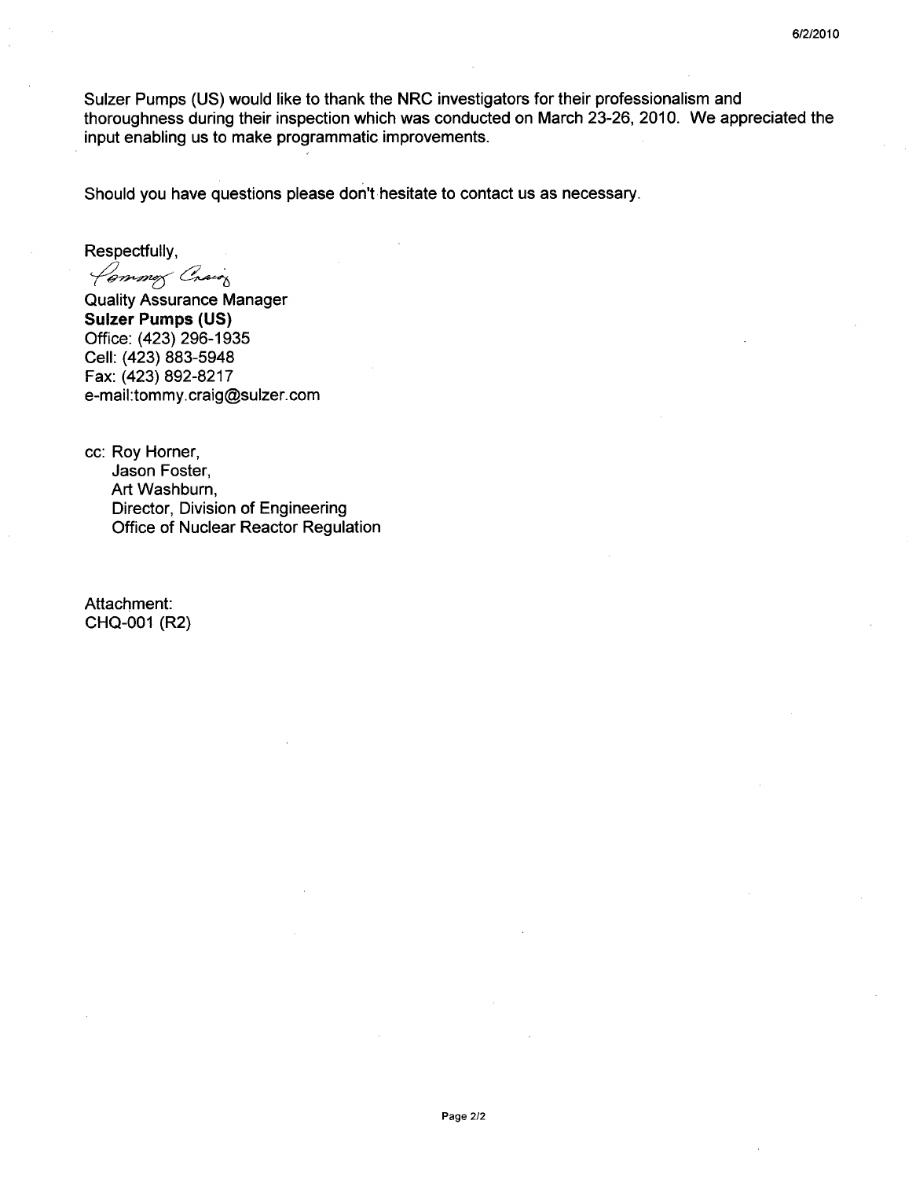6/2/2010

Sulzer Pumps (US) would like to thank the NRC investigators for their professionalism and thoroughness during their inspection which was conducted on March 23-26, 2010. We appreciated the input enabling us to make programmatic improvements.

Should you have questions please don't hesitate to contact us as necessary.

Respectfully,

Tommy Craig

Quality Assurance Manager
**Sulzer Pumps (US)**
Office: (423) 296-1935
Cell: (423) 883-5948
Fax: (423) 892-8217
e-mail:tommy.craig@sulzer.com

cc: Roy Horner,
Jason Foster,
Art Washburn,
Director, Division of Engineering
Office of Nuclear Reactor Regulation

Attachment:
CHQ-001 (R2)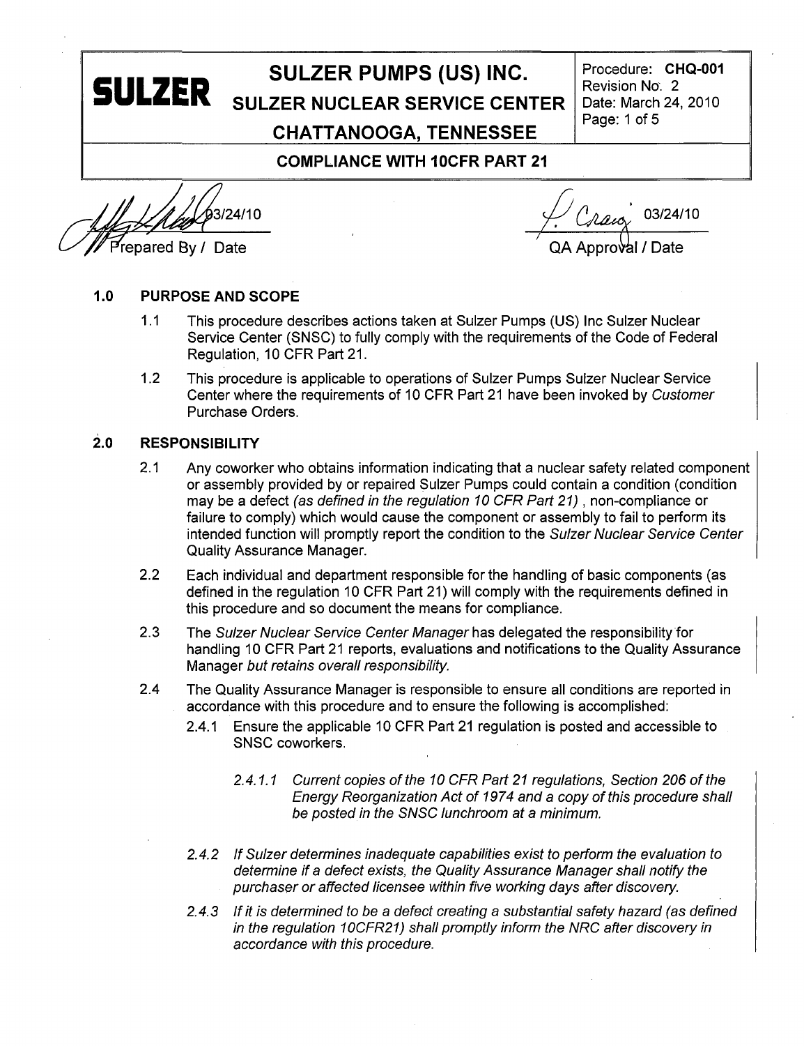SULZER

# SULZER PUMPS (US) INC.
## SULZER NUCLEAR SERVICE CENTER
## CHATTANOOGA, TENNESSEE

Procedure: **CHQ-001**
Revision No: 2
Date: March 24, 2010

**COMPLIANCE WITH 10CFR PART 21**

03/24/10
Prepared By / Date

03/24/10
QA Approval / Date

**1.0 PURPOSE AND SCOPE**

1.1 This procedure describes actions taken at Sulzer Pumps (US) Inc Sulzer Nuclear Service Center (SNSC) to fully comply with the requirements of the Code of Federal Regulation, 10 CFR Part 21.

1.2 This procedure is applicable to operations of Sulzer Pumps Sulzer Nuclear Service Center where the requirements of 10 CFR Part 21 have been invoked by *Customer* Purchase Orders.

**2.0 RESPONSIBILITY**

2.1 Any coworker who obtains information indicating that a nuclear safety related component or assembly provided by or repaired Sulzer Pumps could contain a condition (condition may be a defect *(as defined in the regulation 10 CFR Part 21)* , non-compliance or failure to comply) which would cause the component or assembly to fail to perform its intended function will promptly report the condition to the *Sulzer Nuclear Service Center* Quality Assurance Manager.

2.2 Each individual and department responsible for the handling of basic components (as defined in the regulation 10 CFR Part 21) will comply with the requirements defined in this procedure and so document the means for compliance.

2.3 The *Sulzer Nuclear Service Center Manager* has delegated the responsibility for handling 10 CFR Part 21 reports, evaluations and notifications to the Quality Assurance Manager *but retains overall responsibility.*

2.4 The Quality Assurance Manager is responsible to ensure all conditions are reported in accordance with this procedure and to ensure the following is accomplished:

2.4.1 Ensure the applicable 10 CFR Part 21 regulation is posted and accessible to SNSC coworkers.

*2.4.1.1 Current copies of the 10 CFR Part 21 regulations, Section 206 of the Energy Reorganization Act of 1974 and a copy of this procedure shall be posted in the SNSC lunchroom at a minimum.*

*2.4.2 If Sulzer determines inadequate capabilities exist to perform the evaluation to determine if a defect exists, the Quality Assurance Manager shall notify the purchaser or affected licensee within five working days after discovery.*

*2.4.3 If it is determined to be a defect creating a substantial safety hazard (as defined in the regulation 10CFR21) shall promptly inform the NRC after discovery in accordance with this procedure.*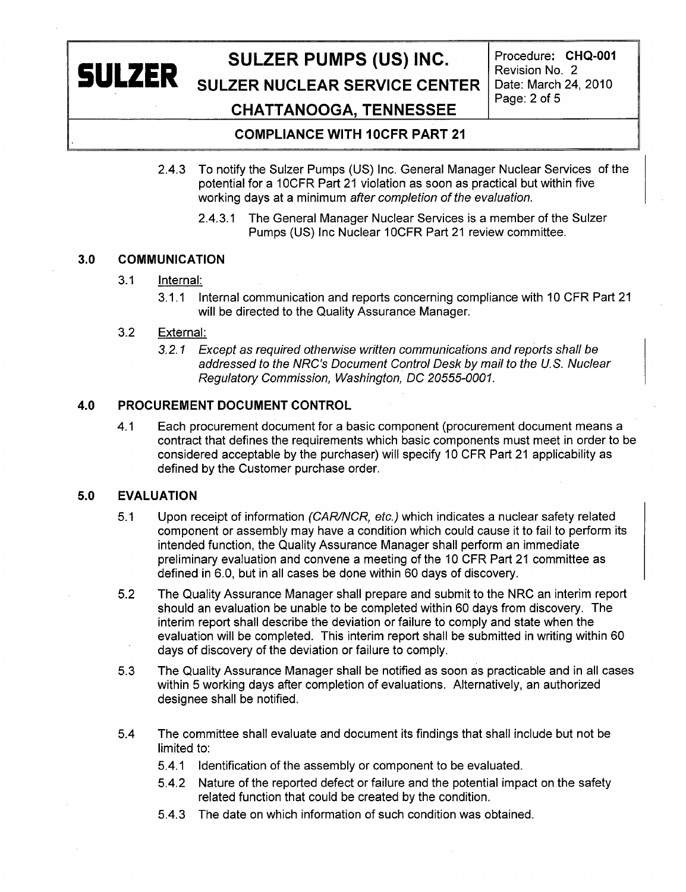2.4.3 To notify the Sulzer Pumps (US) Inc. General Manager Nuclear Services of the potential for a 10CFR Part 21 violation as soon as practical but within five working days at a minimum *after completion of the evaluation.*

2.4.3.1 The General Manager Nuclear Services is a member of the Sulzer Pumps (US) Inc Nuclear 10CFR Part 21 review committee.

## 3.0 COMMUNICATION

3.1 Internal:

3.1.1 Internal communication and reports concerning compliance with 10 CFR Part 21 will be directed to the Quality Assurance Manager.

3.2 External:

*3.2.1 Except as required otherwise written communications and reports shall be addressed to the NRC's Document Control Desk by mail to the U.S. Nuclear Regulatory Commission, Washington, DC 20555-0001.*

## 4.0 PROCUREMENT DOCUMENT CONTROL

4.1 Each procurement document for a basic component (procurement document means a contract that defines the requirements which basic components must meet in order to be considered acceptable by the purchaser) will specify 10 CFR Part 21 applicability as defined by the Customer purchase order.

## 5.0 EVALUATION

5.1 Upon receipt of information *(CAR/NCR, etc.)* which indicates a nuclear safety related component or assembly may have a condition which could cause it to fail to perform its intended function, the Quality Assurance Manager shall perform an immediate preliminary evaluation and convene a meeting of the 10 CFR Part 21 committee as defined in 6.0, but in all cases be done within 60 days of discovery.

5.2 The Quality Assurance Manager shall prepare and submit to the NRC an interim report should an evaluation be unable to be completed within 60 days from discovery. The interim report shall describe the deviation or failure to comply and state when the evaluation will be completed. This interim report shall be submitted in writing within 60 days of discovery of the deviation or failure to comply.

5.3 The Quality Assurance Manager shall be notified as soon as practicable and in all cases within 5 working days after completion of evaluations. Alternatively, an authorized designee shall be notified.

5.4 The committee shall evaluate and document its findings that shall include but not be limited to:

5.4.1 Identification of the assembly or component to be evaluated.

5.4.2 Nature of the reported defect or failure and the potential impact on the safety related function that could be created by the condition.

5.4.3 The date on which information of such condition was obtained.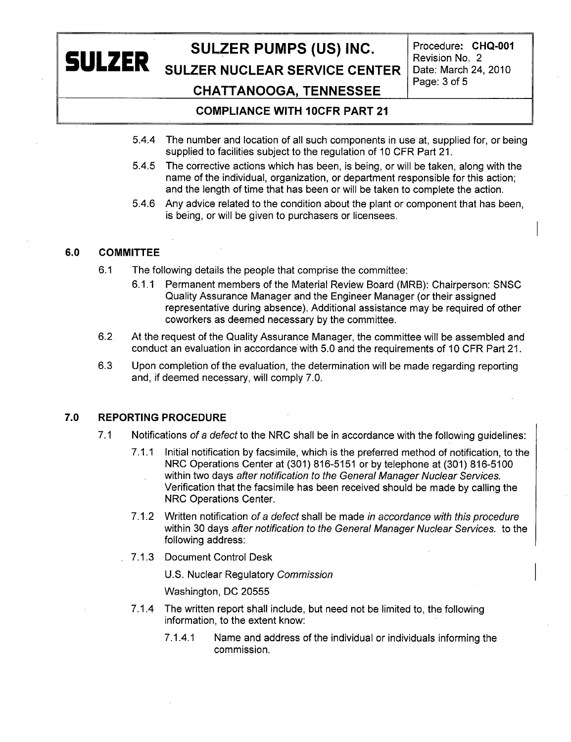5.4.4 The number and location of all such components in use at, supplied for, or being supplied to facilities subject to the regulation of 10 CFR Part 21.

5.4.5 The corrective actions which has been, is being, or will be taken, along with the name of the individual, organization, or department responsible for this action; and the length of time that has been or will be taken to complete the action.

5.4.6 Any advice related to the condition about the plant or component that has been, is being, or will be given to purchasers or licensees.

## 6.0 COMMITTEE

6.1 The following details the people that comprise the committee:

6.1.1 Permanent members of the Material Review Board (MRB): Chairperson: SNSC Quality Assurance Manager and the Engineer Manager (or their assigned representative during absence). Additional assistance may be required of other coworkers as deemed necessary by the committee.

6.2 At the request of the Quality Assurance Manager, the committee will be assembled and conduct an evaluation in accordance with 5.0 and the requirements of 10 CFR Part 21.

6.3 Upon completion of the evaluation, the determination will be made regarding reporting and, if deemed necessary, will comply 7.0.

## 7.0 REPORTING PROCEDURE

7.1 Notifications *of a defect* to the NRC shall be in accordance with the following guidelines:

7.1.1 Initial notification by facsimile, which is the preferred method of notification, to the NRC Operations Center at (301) 816-5151 or by telephone at (301) 816-5100 within two days *after notification to the General Manager Nuclear Services.* Verification that the facsimile has been received should be made by calling the NRC Operations Center.

7.1.2 Written notification *of a defect* shall be made *in accordance with this procedure* within 30 days *after notification to the General Manager Nuclear Services.* to the following address:

7.1.3 Document Control Desk

U.S. Nuclear Regulatory *Commission*

Washington, DC 20555

7.1.4 The written report shall include, but need not be limited to, the following information, to the extent know:

7.1.4.1 Name and address of the individual or individuals informing the commission.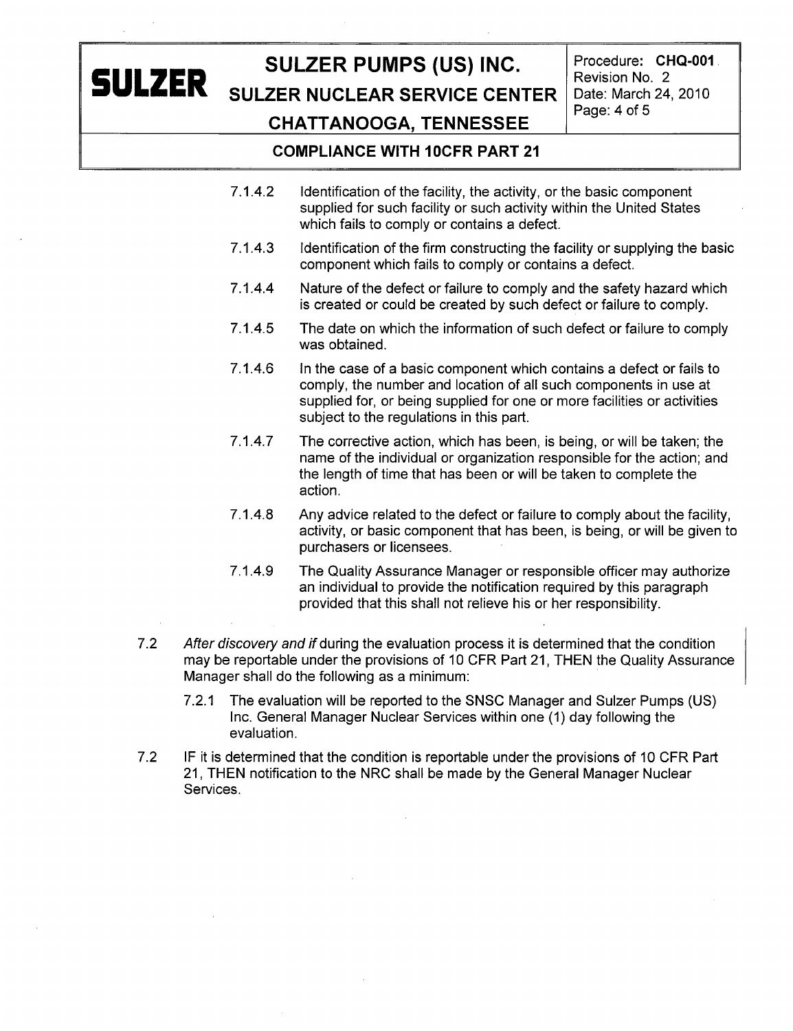7.1.4.2 Identification of the facility, the activity, or the basic component supplied for such facility or such activity within the United States which fails to comply or contains a defect.

7.1.4.3 Identification of the firm constructing the facility or supplying the basic component which fails to comply or contains a defect.

7.1.4.4 Nature of the defect or failure to comply and the safety hazard which is created or could be created by such defect or failure to comply.

7.1.4.5 The date on which the information of such defect or failure to comply was obtained.

7.1.4.6 In the case of a basic component which contains a defect or fails to comply, the number and location of all such components in use at supplied for, or being supplied for one or more facilities or activities subject to the regulations in this part.

7.1.4.7 The corrective action, which has been, is being, or will be taken; the name of the individual or organization responsible for the action; and the length of time that has been or will be taken to complete the action.

7.1.4.8 Any advice related to the defect or failure to comply about the facility, activity, or basic component that has been, is being, or will be given to purchasers or licensees.

7.1.4.9 The Quality Assurance Manager or responsible officer may authorize an individual to provide the notification required by this paragraph provided that this shall not relieve his or her responsibility.

7.2 *After discovery and if* during the evaluation process it is determined that the condition may be reportable under the provisions of 10 CFR Part 21, THEN the Quality Assurance Manager shall do the following as a minimum:

7.2.1 The evaluation will be reported to the SNSC Manager and Sulzer Pumps (US) Inc. General Manager Nuclear Services within one (1) day following the evaluation.

7.2 IF it is determined that the condition is reportable under the provisions of 10 CFR Part 21, THEN notification to the NRC shall be made by the General Manager Nuclear Services.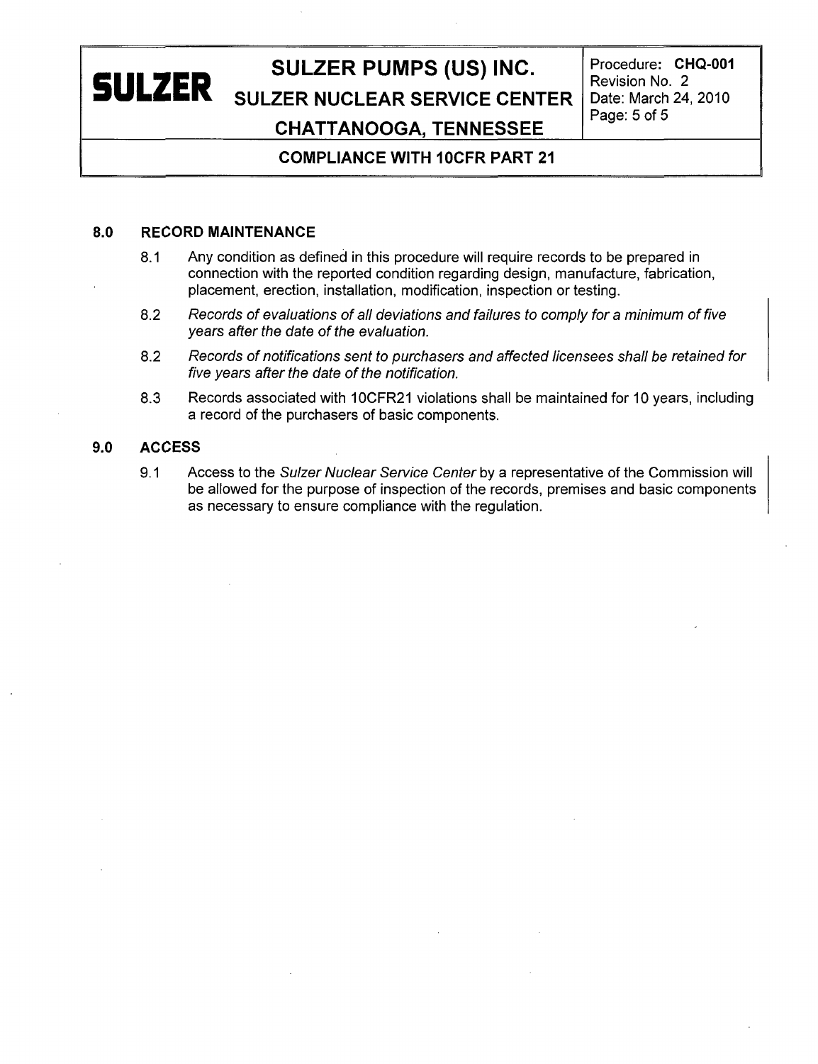## 8.0 RECORD MAINTENANCE

8.1 Any condition as defined in this procedure will require records to be prepared in connection with the reported condition regarding design, manufacture, fabrication, placement, erection, installation, modification, inspection or testing.

8.2 *Records of evaluations of all deviations and failures to comply for a minimum of five years after the date of the evaluation.*

8.2 *Records of notifications sent to purchasers and affected licensees shall be retained for five years after the date of the notification.*

8.3 Records associated with 10CFR21 violations shall be maintained for 10 years, including a record of the purchasers of basic components.

## 9.0 ACCESS

9.1 Access to the *Sulzer Nuclear Service Center* by a representative of the Commission will be allowed for the purpose of inspection of the records, premises and basic components as necessary to ensure compliance with the regulation.